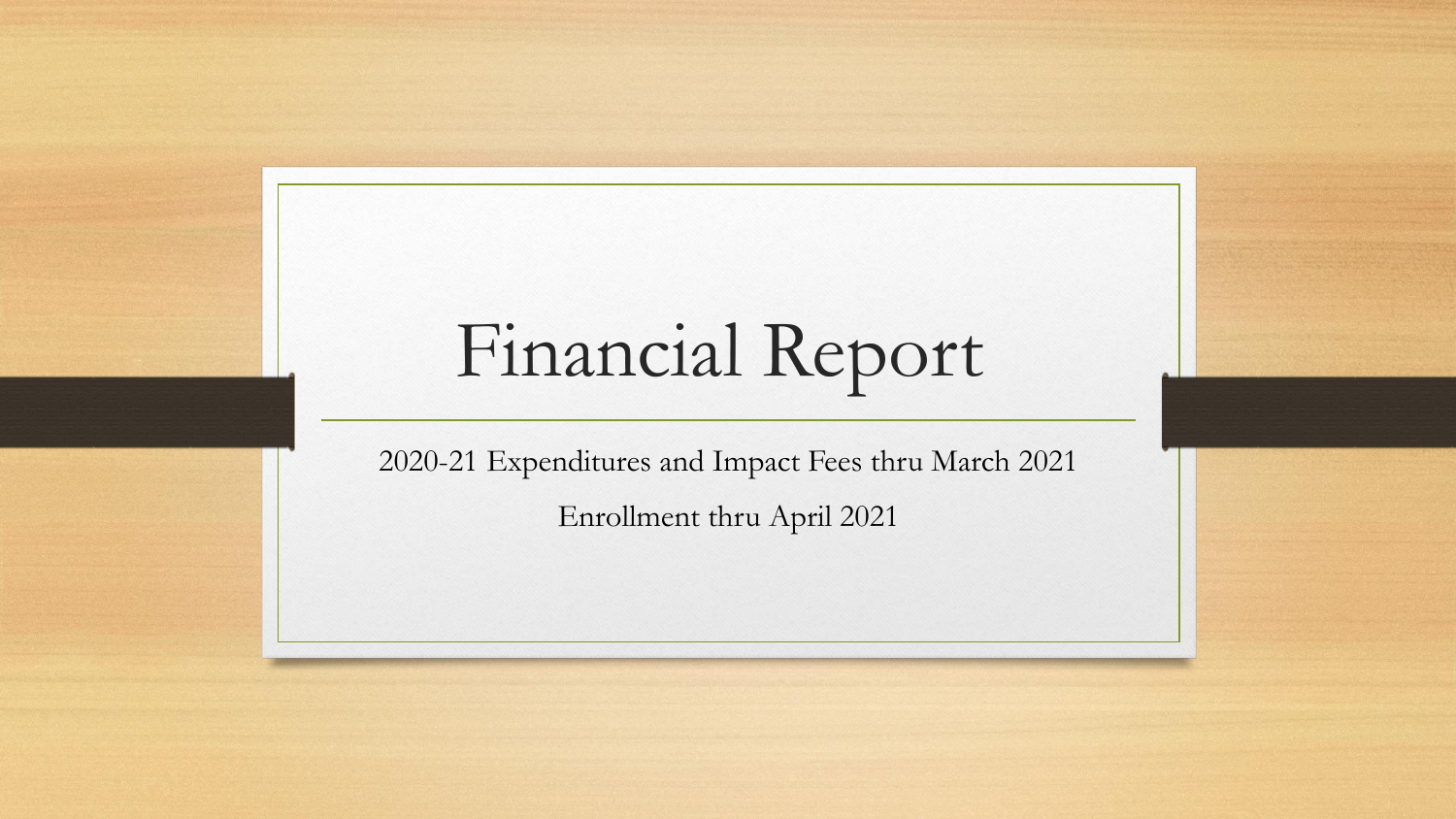# Financial Report

2020-21 Expenditures and Impact Fees thru March 2021

Enrollment thru April 2021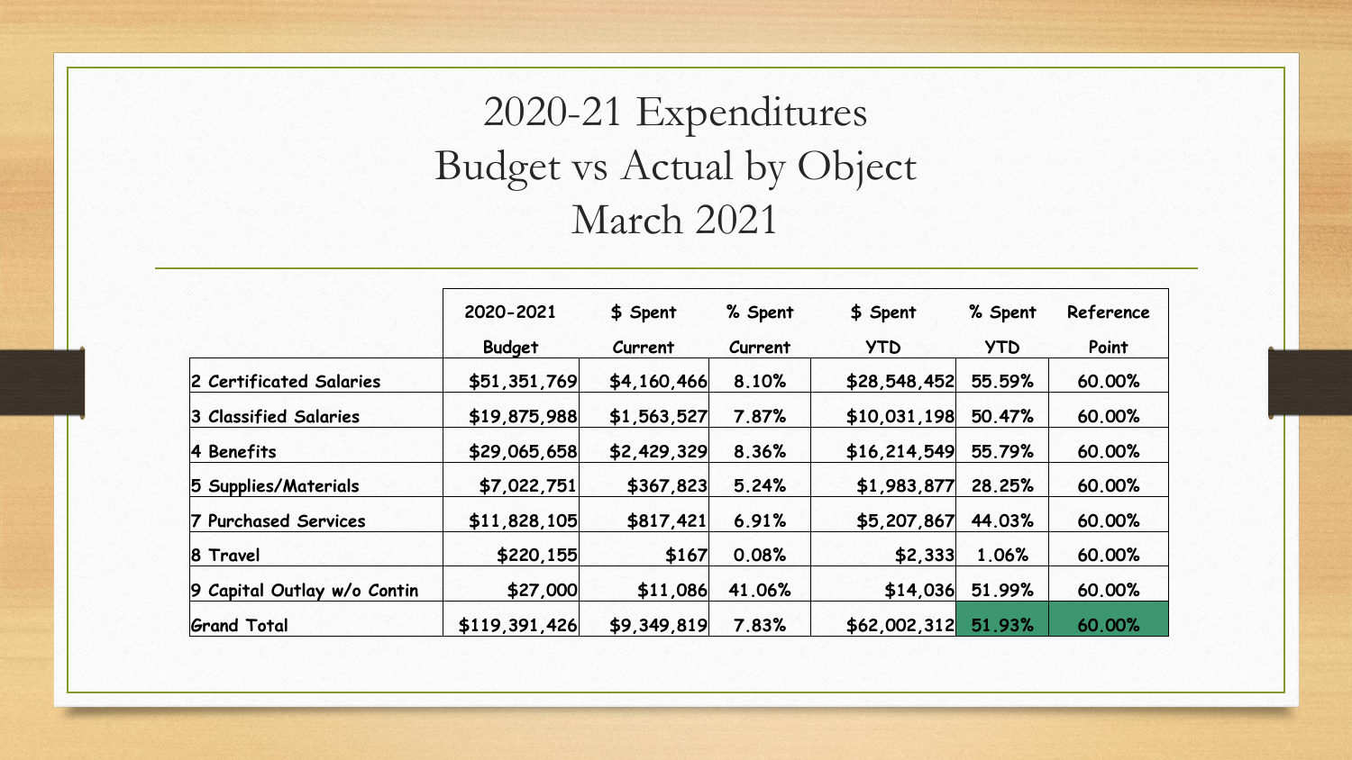# 2020-21 Expenditures
# Budget vs Actual by Object
# March 2021

| | 2020-2021 Budget | $ Spent Current | % Spent Current | $ Spent YTD | % Spent YTD | Reference Point |
|---|---|---|---|---|---|---|
| 2 Certificated Salaries | $51,351,769 | $4,160,466 | 8.10% | $28,548,452 | 55.59% | 60.00% |
| 3 Classified Salaries | $19,875,988 | $1,563,527 | 7.87% | $10,031,198 | 50.47% | 60.00% |
| 4 Benefits | $29,065,658 | $2,429,329 | 8.36% | $16,214,549 | 55.79% | 60.00% |
| 5 Supplies/Materials | $7,022,751 | $367,823 | 5.24% | $1,983,877 | 28.25% | 60.00% |
| 7 Purchased Services | $11,828,105 | $817,421 | 6.91% | $5,207,867 | 44.03% | 60.00% |
| 8 Travel | $220,155 | $167 | 0.08% | $2,333 | 1.06% | 60.00% |
| 9 Capital Outlay w/o Contin | $27,000 | $11,086 | 41.06% | $14,036 | 51.99% | 60.00% |
| Grand Total | $119,391,426 | $9,349,819 | 7.83% | $62,002,312 | 51.93% | 60.00% |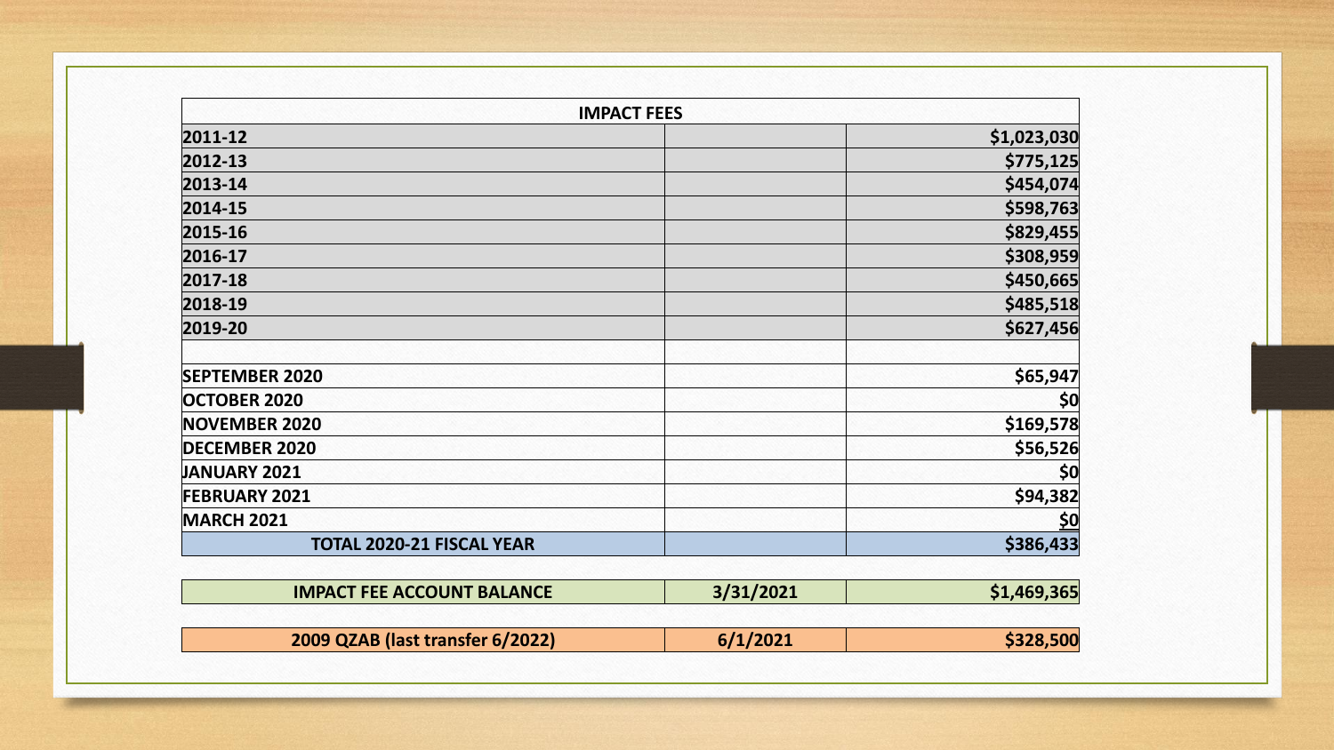| IMPACT FEES | | |
|---|---|---|
| 2011-12 | | $1,023,030 |
| 2012-13 | | $775,125 |
| 2013-14 | | $454,074 |
| 2014-15 | | $598,763 |
| 2015-16 | | $829,455 |
| 2016-17 | | $308,959 |
| 2017-18 | | $450,665 |
| 2018-19 | | $485,518 |
| 2019-20 | | $627,456 |
| | | |
| SEPTEMBER 2020 | | $65,947 |
| OCTOBER 2020 | | $0 |
| NOVEMBER 2020 | | $169,578 |
| DECEMBER 2020 | | $56,526 |
| JANUARY 2021 | | $0 |
| FEBRUARY 2021 | | $94,382 |
| MARCH 2021 | | $0 |
| **TOTAL 2020-21 FISCAL YEAR** | | **$386,433** |
| | | |
| **IMPACT FEE ACCOUNT BALANCE** | **3/31/2021** | **$1,469,365** |
| | | |
| **2009 QZAB (last transfer 6/2022)** | **6/1/2021** | **$328,500** |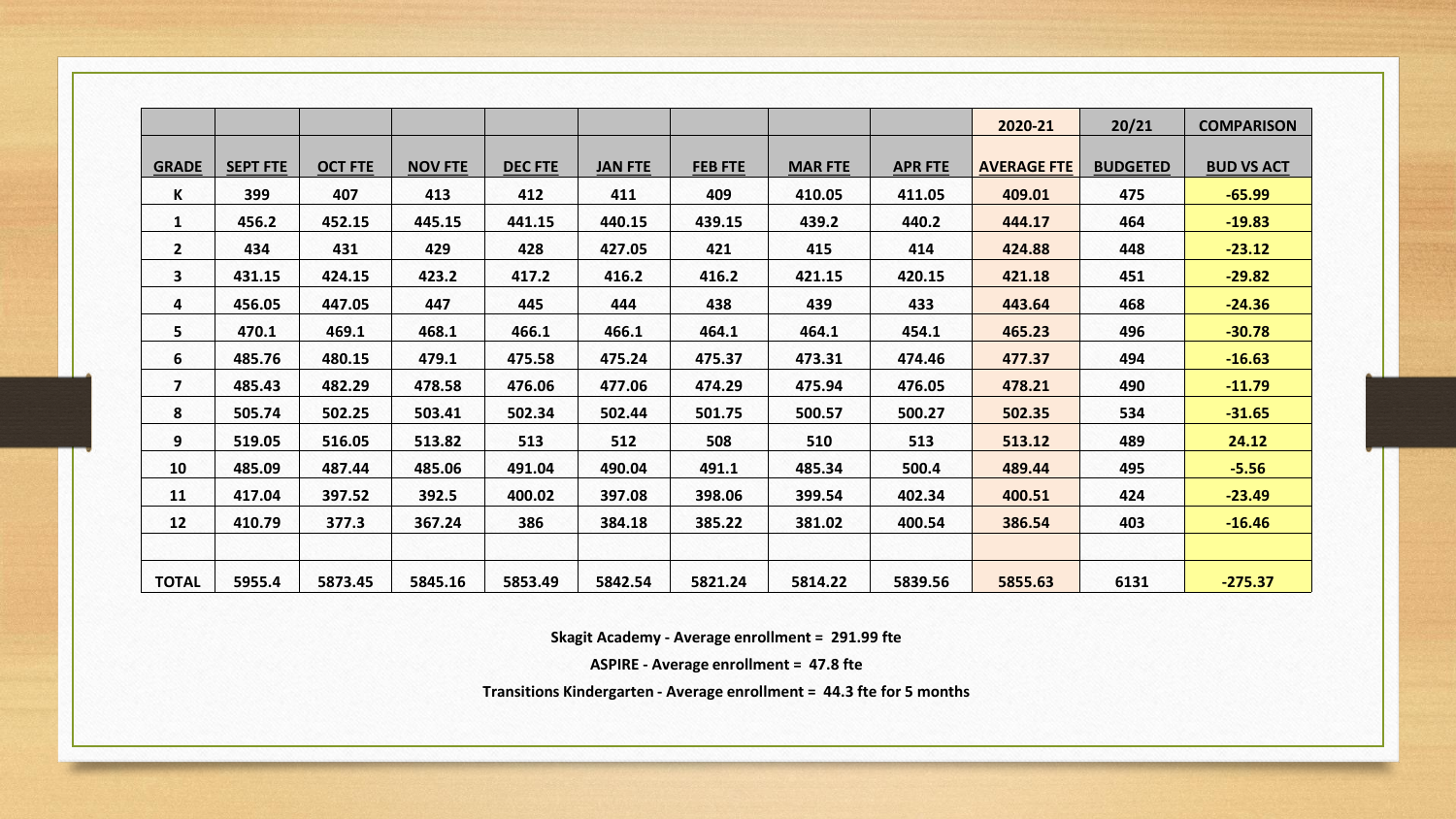| | | | | | | | | | 2020-21 | 20/21 | COMPARISON |
|---|---|---|---|---|---|---|---|---|---|---|---|
| **GRADE** | **SEPT FTE** | **OCT FTE** | **NOV FTE** | **DEC FTE** | **JAN FTE** | **FEB FTE** | **MAR FTE** | **APR FTE** | **AVERAGE FTE** | **BUDGETED** | **BUD VS ACT** |
| K | 399 | 407 | 413 | 412 | 411 | 409 | 410.05 | 411.05 | 409.01 | 475 | -65.99 |
| 1 | 456.2 | 452.15 | 445.15 | 441.15 | 440.15 | 439.15 | 439.2 | 440.2 | 444.17 | 464 | -19.83 |
| 2 | 434 | 431 | 429 | 428 | 427.05 | 421 | 415 | 414 | 424.88 | 448 | -23.12 |
| 3 | 431.15 | 424.15 | 423.2 | 417.2 | 416.2 | 416.2 | 421.15 | 420.15 | 421.18 | 451 | -29.82 |
| 4 | 456.05 | 447.05 | 447 | 445 | 444 | 438 | 439 | 433 | 443.64 | 468 | -24.36 |
| 5 | 470.1 | 469.1 | 468.1 | 466.1 | 466.1 | 464.1 | 464.1 | 454.1 | 465.23 | 496 | -30.78 |
| 6 | 485.76 | 480.15 | 479.1 | 475.58 | 475.24 | 475.37 | 473.31 | 474.46 | 477.37 | 494 | -16.63 |
| 7 | 485.43 | 482.29 | 478.58 | 476.06 | 477.06 | 474.29 | 475.94 | 476.05 | 478.21 | 490 | -11.79 |
| 8 | 505.74 | 502.25 | 503.41 | 502.34 | 502.44 | 501.75 | 500.57 | 500.27 | 502.35 | 534 | -31.65 |
| 9 | 519.05 | 516.05 | 513.82 | 513 | 512 | 508 | 510 | 513 | 513.12 | 489 | 24.12 |
| 10 | 485.09 | 487.44 | 485.06 | 491.04 | 490.04 | 491.1 | 485.34 | 500.4 | 489.44 | 495 | -5.56 |
| 11 | 417.04 | 397.52 | 392.5 | 400.02 | 397.08 | 398.06 | 399.54 | 402.34 | 400.51 | 424 | -23.49 |
| 12 | 410.79 | 377.3 | 367.24 | 386 | 384.18 | 385.22 | 381.02 | 400.54 | 386.54 | 403 | -16.46 |
| | | | | | | | | | | | |
| **TOTAL** | 5955.4 | 5873.45 | 5845.16 | 5853.49 | 5842.54 | 5821.24 | 5814.22 | 5839.56 | 5855.63 | 6131 | -275.37 |

**Skagit Academy - Average enrollment = 291.99 fte**

**ASPIRE - Average enrollment = 47.8 fte**

**Transitions Kindergarten - Average enrollment = 44.3 fte for 5 months**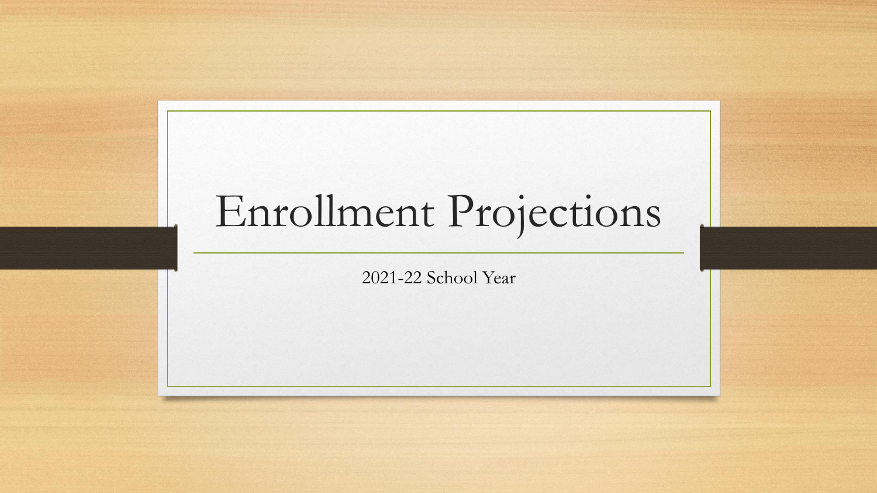# Enrollment Projections

2021-22 School Year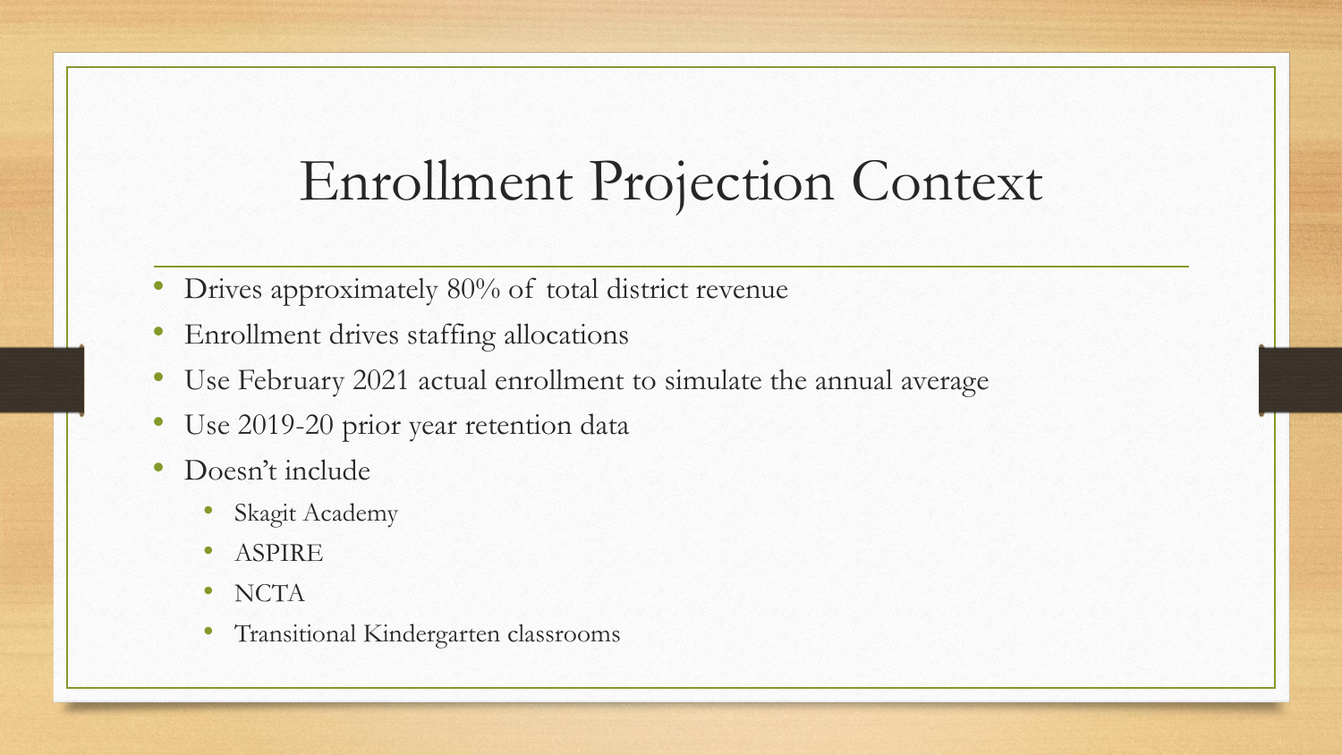# Enrollment Projection Context

- Drives approximately 80% of total district revenue
- Enrollment drives staffing allocations
- Use February 2021 actual enrollment to simulate the annual average
- Use 2019-20 prior year retention data
- Doesn't include
  - Skagit Academy
  - ASPIRE
  - NCTA
  - Transitional Kindergarten classrooms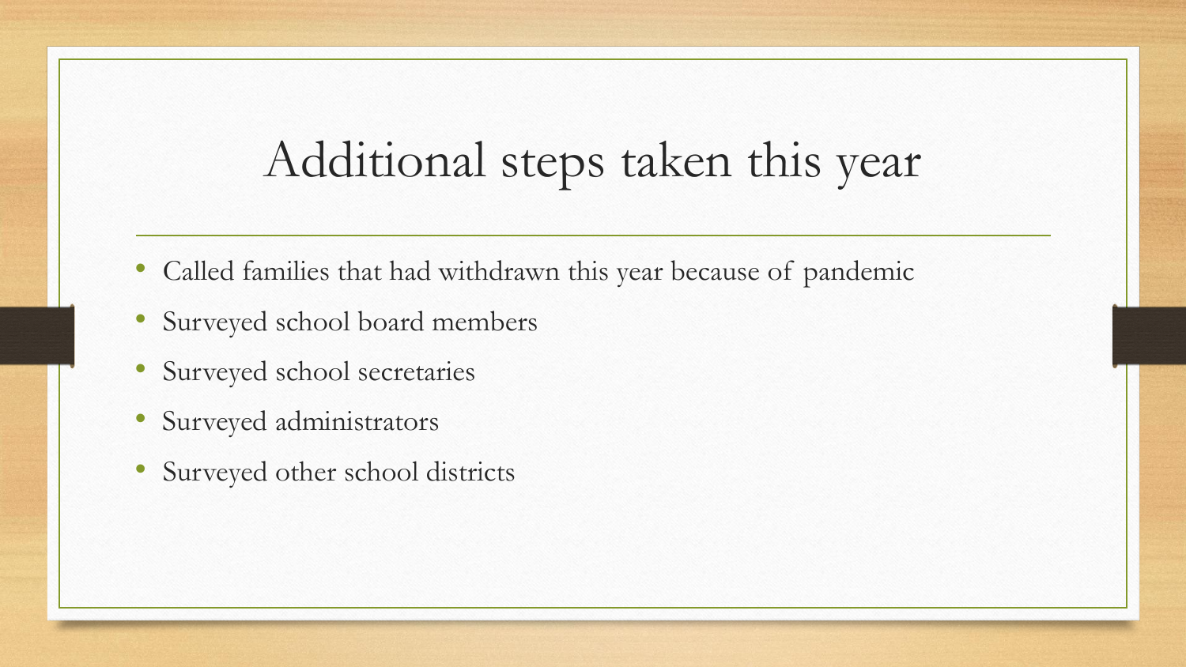# Additional steps taken this year

- Called families that had withdrawn this year because of pandemic
- Surveyed school board members
- Surveyed school secretaries
- Surveyed administrators
- Surveyed other school districts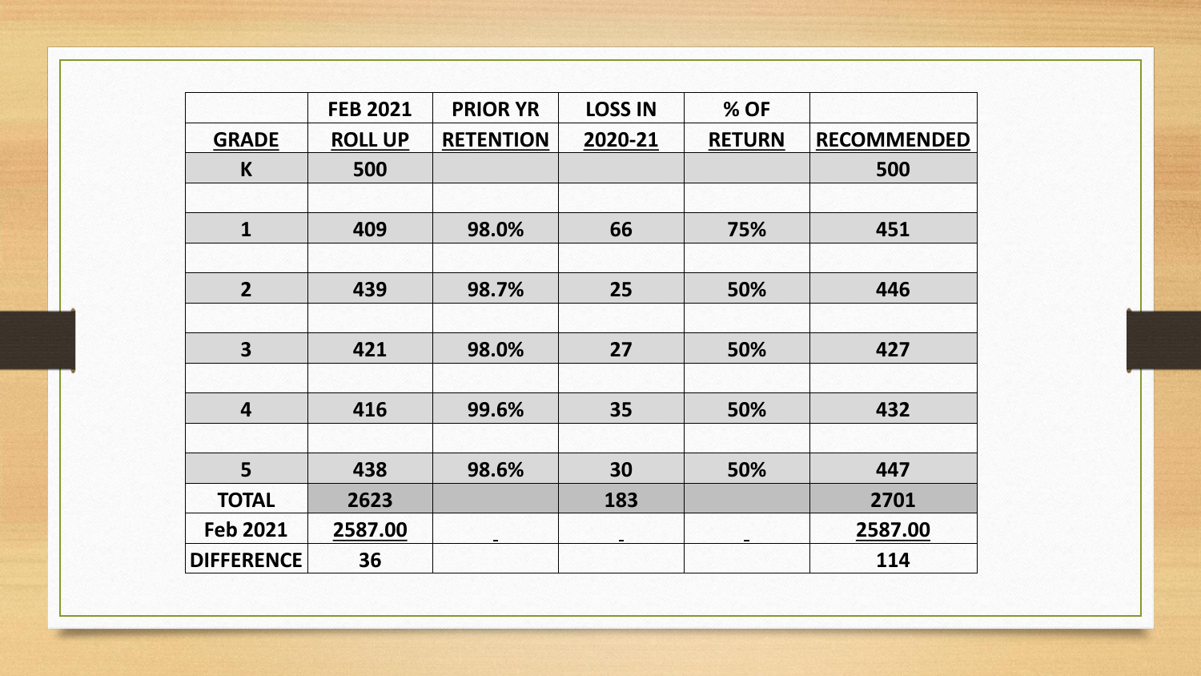| GRADE | FEB 2021 ROLL UP | PRIOR YR RETENTION | LOSS IN 2020-21 | % OF RETURN | RECOMMENDED |
|---|---|---|---|---|---|
| K | 500 | | | | 500 |
| | | | | | |
| 1 | 409 | 98.0% | 66 | 75% | 451 |
| | | | | | |
| 2 | 439 | 98.7% | 25 | 50% | 446 |
| | | | | | |
| 3 | 421 | 98.0% | 27 | 50% | 427 |
| | | | | | |
| 4 | 416 | 99.6% | 35 | 50% | 432 |
| | | | | | |
| 5 | 438 | 98.6% | 30 | 50% | 447 |
| TOTAL | 2623 | | 183 | | 2701 |
| Feb 2021 | 2587.00 | | | | 2587.00 |
| DIFFERENCE | 36 | | | | 114 |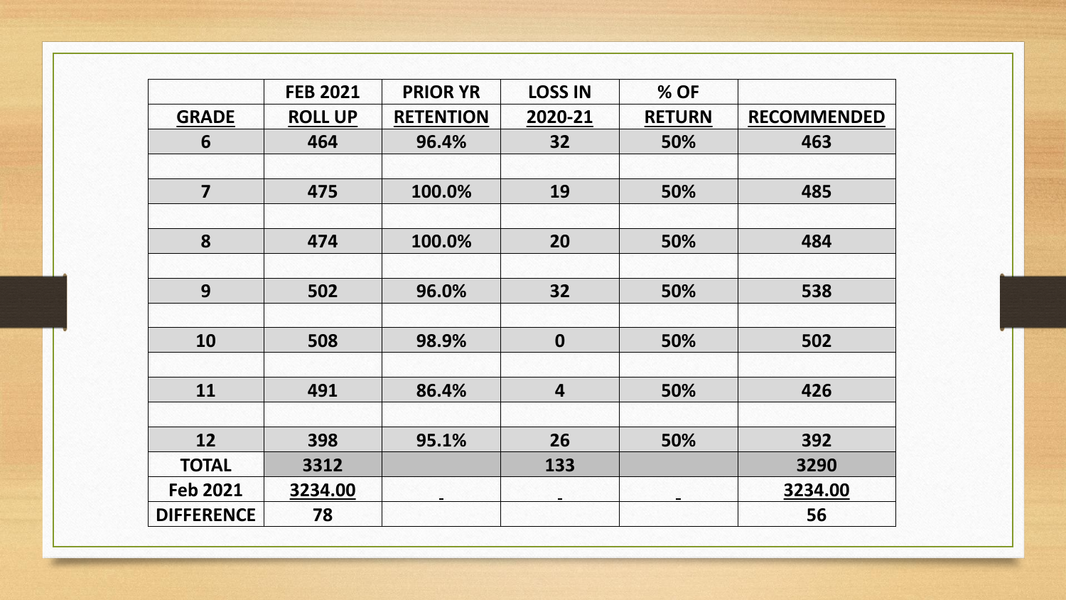| GRADE | FEB 2021 ROLL UP | PRIOR YR RETENTION | LOSS IN 2020-21 | % OF RETURN | RECOMMENDED |
|---|---|---|---|---|---|
| 6 | 464 | 96.4% | 32 | 50% | 463 |
| | | | | | |
| 7 | 475 | 100.0% | 19 | 50% | 485 |
| | | | | | |
| 8 | 474 | 100.0% | 20 | 50% | 484 |
| | | | | | |
| 9 | 502 | 96.0% | 32 | 50% | 538 |
| | | | | | |
| 10 | 508 | 98.9% | 0 | 50% | 502 |
| | | | | | |
| 11 | 491 | 86.4% | 4 | 50% | 426 |
| | | | | | |
| 12 | 398 | 95.1% | 26 | 50% | 392 |
| TOTAL | 3312 | | 133 | | 3290 |
| Feb 2021 | 3234.00 | | | | 3234.00 |
| DIFFERENCE | 78 | | | | 56 |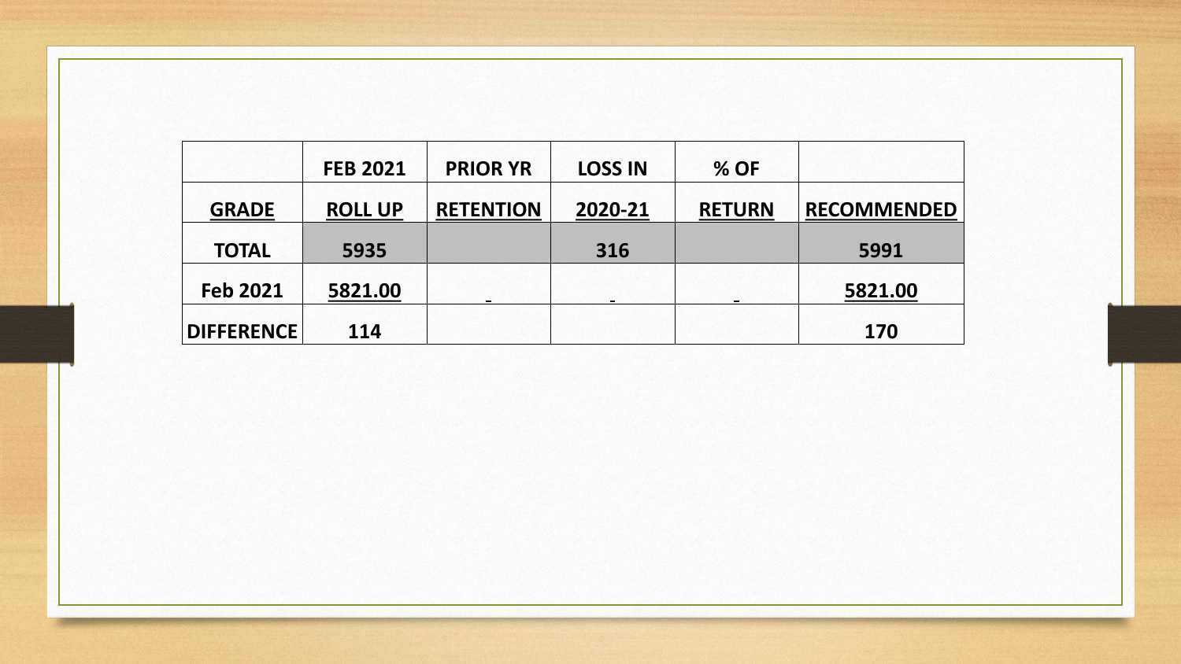| | FEB 2021 | PRIOR YR | LOSS IN | % OF | |
|---|---|---|---|---|---|
| GRADE | ROLL UP | RETENTION | 2020-21 | RETURN | RECOMMENDED |
| TOTAL | 5935 | | 316 | | 5991 |
| Feb 2021 | 5821.00 | - | - | - | 5821.00 |
| DIFFERENCE | 114 | | | | 170 |